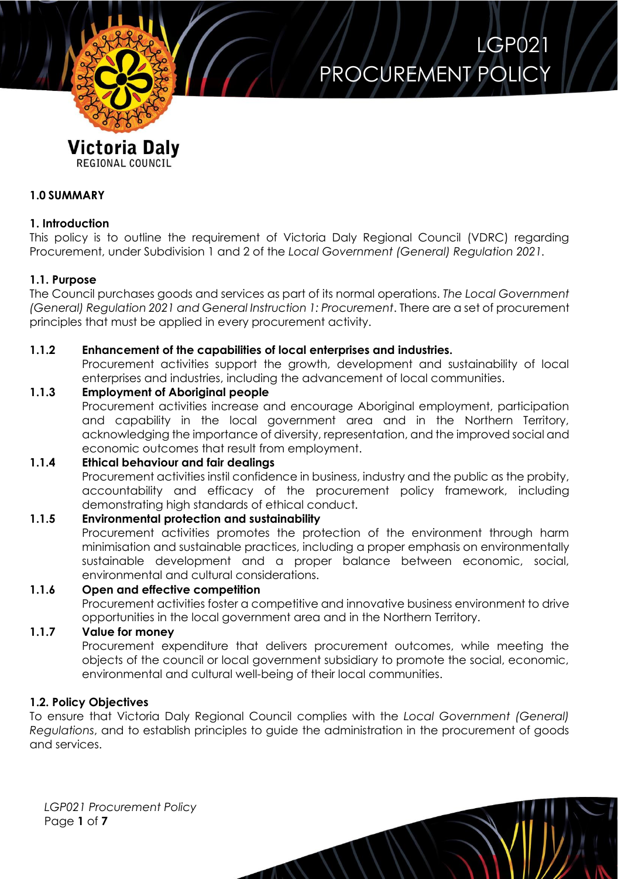# LGP021 PROCUREMENT POLICY

Victoria Daly
REGIONAL COUNCIL

## 1.0 SUMMARY

### 1. Introduction

This policy is to outline the requirement of Victoria Daly Regional Council (VDRC) regarding Procurement, under Subdivision 1 and 2 of the *Local Government (General) Regulation 2021*.

### 1.1. Purpose

The Council purchases goods and services as part of its normal operations. *The Local Government (General) Regulation 2021 and General Instruction 1: Procurement*. There are a set of procurement principles that must be applied in every procurement activity.

**1.1.2 Enhancement of the capabilities of local enterprises and industries.**
Procurement activities support the growth, development and sustainability of local enterprises and industries, including the advancement of local communities.

**1.1.3 Employment of Aboriginal people**
Procurement activities increase and encourage Aboriginal employment, participation and capability in the local government area and in the Northern Territory, acknowledging the importance of diversity, representation, and the improved social and economic outcomes that result from employment.

**1.1.4 Ethical behaviour and fair dealings**
Procurement activities instil confidence in business, industry and the public as the probity, accountability and efficacy of the procurement policy framework, including demonstrating high standards of ethical conduct.

**1.1.5 Environmental protection and sustainability**
Procurement activities promotes the protection of the environment through harm minimisation and sustainable practices, including a proper emphasis on environmentally sustainable development and a proper balance between economic, social, environmental and cultural considerations.

**1.1.6 Open and effective competition**
Procurement activities foster a competitive and innovative business environment to drive opportunities in the local government area and in the Northern Territory.

**1.1.7 Value for money**
Procurement expenditure that delivers procurement outcomes, while meeting the objects of the council or local government subsidiary to promote the social, economic, environmental and cultural well-being of their local communities.

### 1.2. Policy Objectives

To ensure that Victoria Daly Regional Council complies with the *Local Government (General) Regulations*, and to establish principles to guide the administration in the procurement of goods and services.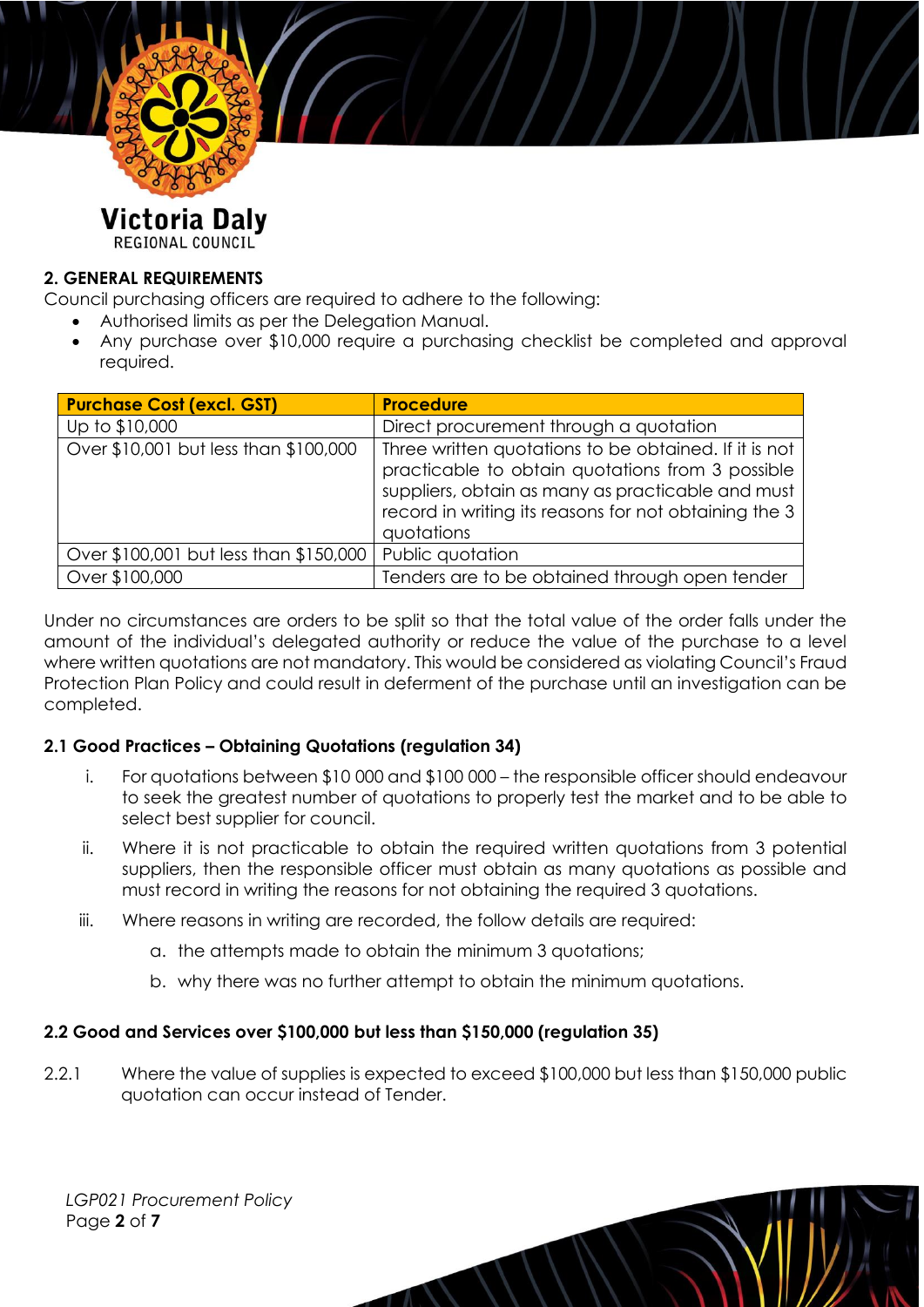## 2. GENERAL REQUIREMENTS

Council purchasing officers are required to adhere to the following:

- Authorised limits as per the Delegation Manual.
- Any purchase over $10,000 require a purchasing checklist be completed and approval required.

| Purchase Cost (excl. GST) | Procedure |
|---|---|
| Up to $10,000 | Direct procurement through a quotation |
| Over $10,001 but less than $100,000 | Three written quotations to be obtained. If it is not practicable to obtain quotations from 3 possible suppliers, obtain as many as practicable and must record in writing its reasons for not obtaining the 3 quotations |
| Over $100,001 but less than $150,000 | Public quotation |
| Over $100,000 | Tenders are to be obtained through open tender |

Under no circumstances are orders to be split so that the total value of the order falls under the amount of the individual's delegated authority or reduce the value of the purchase to a level where written quotations are not mandatory. This would be considered as violating Council's Fraud Protection Plan Policy and could result in deferment of the purchase until an investigation can be completed.

### 2.1 Good Practices – Obtaining Quotations (regulation 34)

i. For quotations between $10 000 and $100 000 – the responsible officer should endeavour to seek the greatest number of quotations to properly test the market and to be able to select best supplier for council.

ii. Where it is not practicable to obtain the required written quotations from 3 potential suppliers, then the responsible officer must obtain as many quotations as possible and must record in writing the reasons for not obtaining the required 3 quotations.

iii. Where reasons in writing are recorded, the follow details are required:

   a. the attempts made to obtain the minimum 3 quotations;

   b. why there was no further attempt to obtain the minimum quotations.

### 2.2 Good and Services over $100,000 but less than $150,000 (regulation 35)

2.2.1 Where the value of supplies is expected to exceed $100,000 but less than $150,000 public quotation can occur instead of Tender.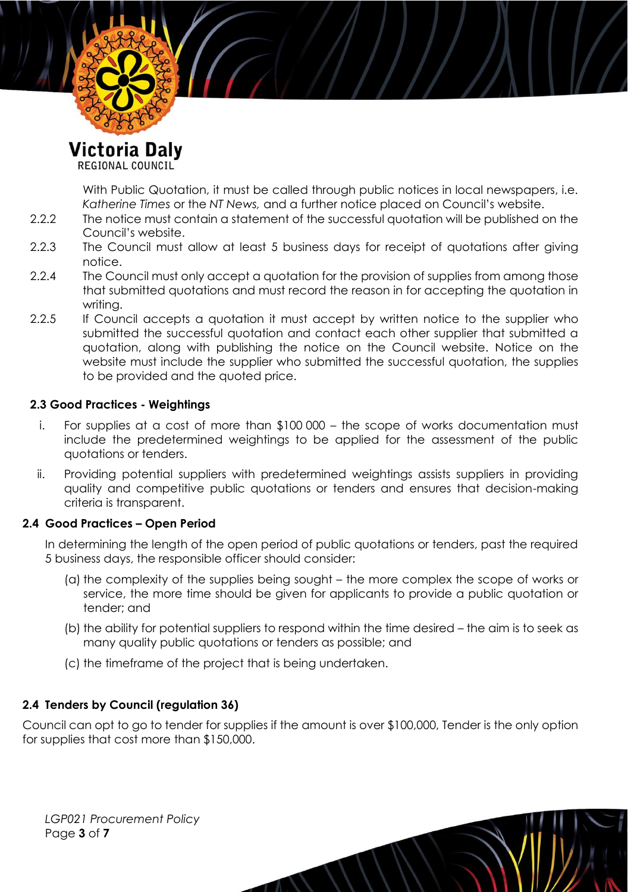With Public Quotation, it must be called through public notices in local newspapers, i.e. *Katherine Times* or the *NT News,* and a further notice placed on Council's website.

2.2.2 The notice must contain a statement of the successful quotation will be published on the Council's website.

2.2.3 The Council must allow at least 5 business days for receipt of quotations after giving notice.

2.2.4 The Council must only accept a quotation for the provision of supplies from among those that submitted quotations and must record the reason in for accepting the quotation in writing.

2.2.5 If Council accepts a quotation it must accept by written notice to the supplier who submitted the successful quotation and contact each other supplier that submitted a quotation, along with publishing the notice on the Council website. Notice on the website must include the supplier who submitted the successful quotation, the supplies to be provided and the quoted price.

### 2.3 Good Practices - Weightings

i. For supplies at a cost of more than $100 000 – the scope of works documentation must include the predetermined weightings to be applied for the assessment of the public quotations or tenders.

ii. Providing potential suppliers with predetermined weightings assists suppliers in providing quality and competitive public quotations or tenders and ensures that decision-making criteria is transparent.

### 2.4 Good Practices – Open Period

In determining the length of the open period of public quotations or tenders, past the required 5 business days, the responsible officer should consider:

(a) the complexity of the supplies being sought – the more complex the scope of works or service, the more time should be given for applicants to provide a public quotation or tender; and

(b) the ability for potential suppliers to respond within the time desired – the aim is to seek as many quality public quotations or tenders as possible; and

(c) the timeframe of the project that is being undertaken.

### 2.4 Tenders by Council (regulation 36)

Council can opt to go to tender for supplies if the amount is over $100,000, Tender is the only option for supplies that cost more than $150,000.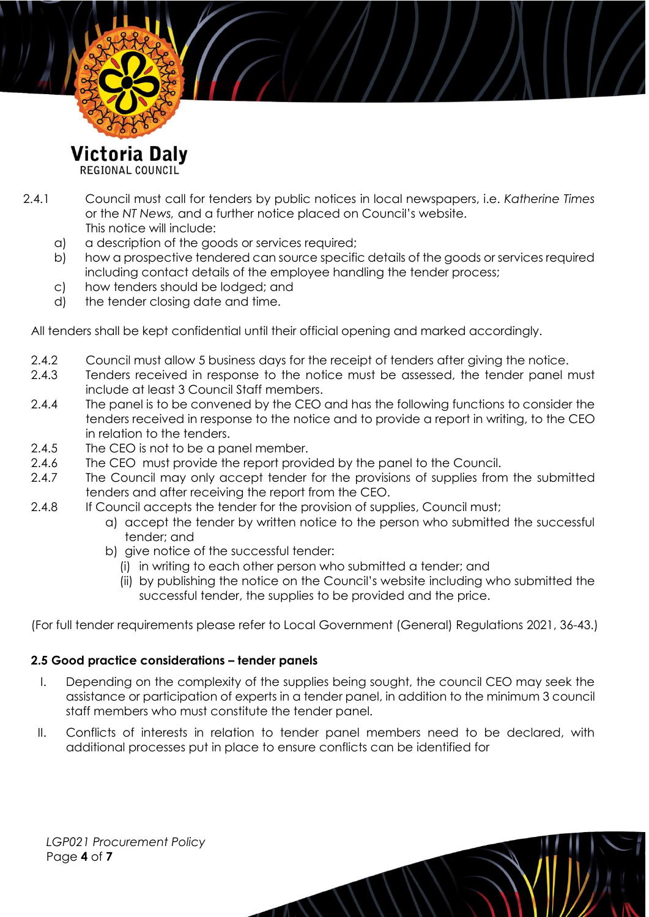2.4.1 Council must call for tenders by public notices in local newspapers, i.e. *Katherine Times* or the *NT News,* and a further notice placed on Council's website.
This notice will include:

a) a description of the goods or services required;
b) how a prospective tendered can source specific details of the goods or services required including contact details of the employee handling the tender process;
c) how tenders should be lodged; and
d) the tender closing date and time.

All tenders shall be kept confidential until their official opening and marked accordingly.

2.4.2 Council must allow 5 business days for the receipt of tenders after giving the notice.
2.4.3 Tenders received in response to the notice must be assessed, the tender panel must include at least 3 Council Staff members.
2.4.4 The panel is to be convened by the CEO and has the following functions to consider the tenders received in response to the notice and to provide a report in writing, to the CEO in relation to the tenders.
2.4.5 The CEO is not to be a panel member.
2.4.6 The CEO must provide the report provided by the panel to the Council.
2.4.7 The Council may only accept tender for the provisions of supplies from the submitted tenders and after receiving the report from the CEO.
2.4.8 If Council accepts the tender for the provision of supplies, Council must;

a) accept the tender by written notice to the person who submitted the successful tender; and
b) give notice of the successful tender:
   (i) in writing to each other person who submitted a tender; and
   (ii) by publishing the notice on the Council's website including who submitted the successful tender, the supplies to be provided and the price.

(For full tender requirements please refer to Local Government (General) Regulations 2021, 36-43.)

### 2.5 Good practice considerations – tender panels

I. Depending on the complexity of the supplies being sought, the council CEO may seek the assistance or participation of experts in a tender panel, in addition to the minimum 3 council staff members who must constitute the tender panel.

II. Conflicts of interests in relation to tender panel members need to be declared, with additional processes put in place to ensure conflicts can be identified for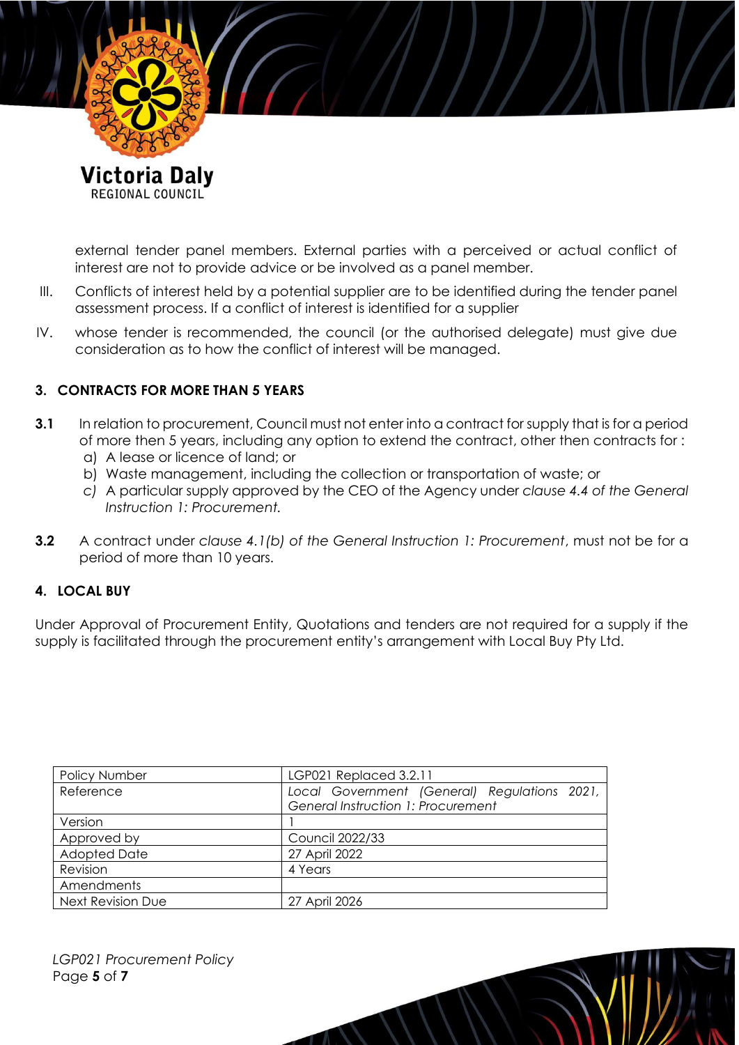external tender panel members. External parties with a perceived or actual conflict of interest are not to provide advice or be involved as a panel member.

III. Conflicts of interest held by a potential supplier are to be identified during the tender panel assessment process. If a conflict of interest is identified for a supplier

IV. whose tender is recommended, the council (or the authorised delegate) must give due consideration as to how the conflict of interest will be managed.

## 3. CONTRACTS FOR MORE THAN 5 YEARS

**3.1** In relation to procurement, Council must not enter into a contract for supply that is for a period of more then 5 years, including any option to extend the contract, other then contracts for :

a) A lease or licence of land; or
b) Waste management, including the collection or transportation of waste; or
c) A particular supply approved by the CEO of the Agency under *clause 4.4 of the General Instruction 1: Procurement.*

**3.2** A contract under *clause 4.1(b) of the General Instruction 1: Procurement*, must not be for a period of more than 10 years.

## 4. LOCAL BUY

Under Approval of Procurement Entity, Quotations and tenders are not required for a supply if the supply is facilitated through the procurement entity's arrangement with Local Buy Pty Ltd.

| Policy Number | LGP021 Replaced 3.2.11 |
|---|---|
| Reference | *Local Government (General) Regulations 2021, General Instruction 1: Procurement* |
| Version | 1 |
| Approved by | Council 2022/33 |
| Adopted Date | 27 April 2022 |
| Revision | 4 Years |
| Amendments | |
| Next Revision Due | 27 April 2026 |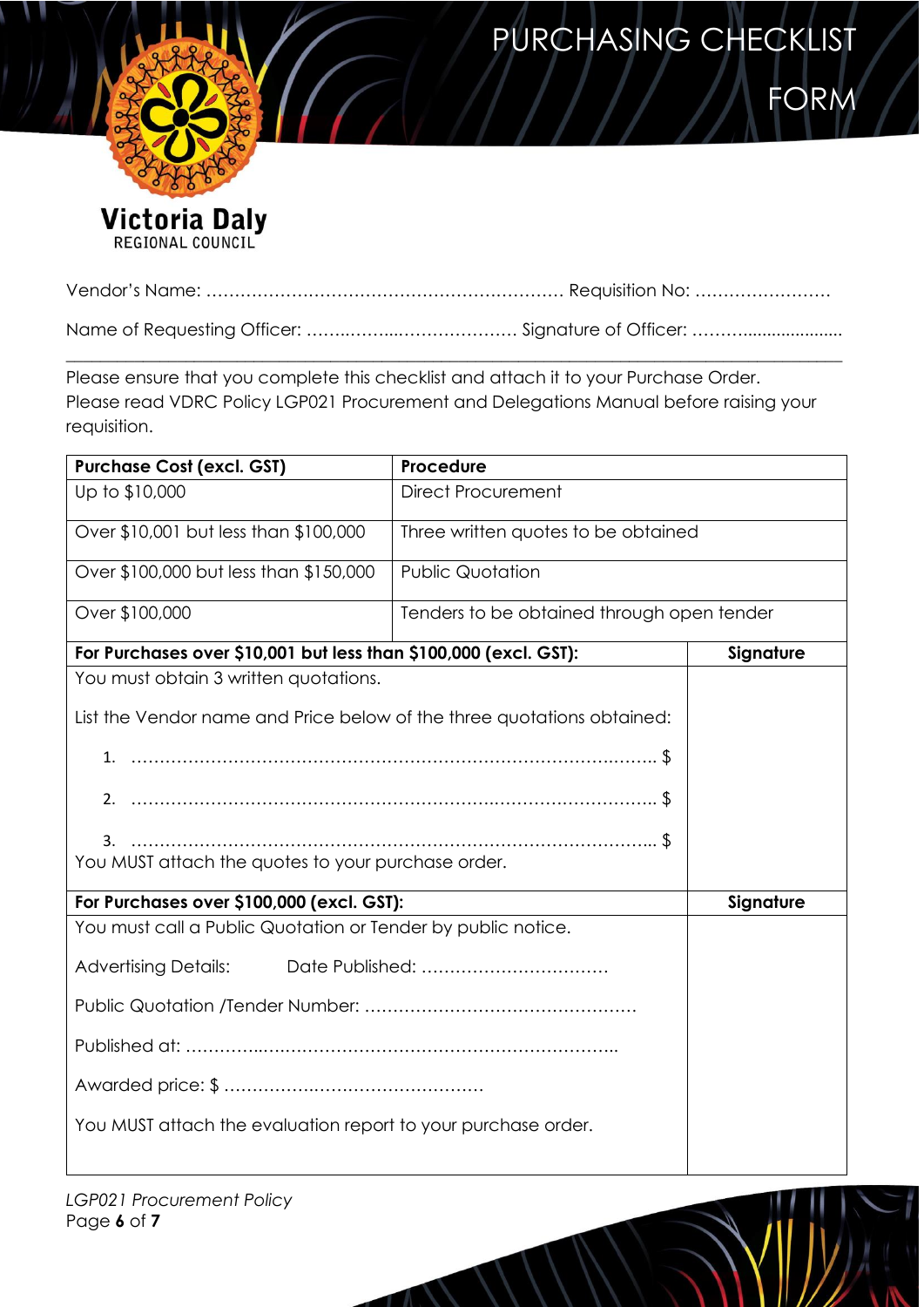# PURCHASING CHECKLIST FORM

**Victoria Daly**
REGIONAL COUNCIL

Vendor's Name: ……………………………………………………… Requisition No: ……………………

Name of Requesting Officer: ……..……...………………. Signature of Officer: ………....................

---

Please ensure that you complete this checklist and attach it to your Purchase Order.
Please read VDRC Policy LGP021 Procurement and Delegations Manual before raising your requisition.

| **Purchase Cost (excl. GST)** | **Procedure** |
|---|---|
| Up to $10,000 | Direct Procurement |
| Over $10,001 but less than $100,000 | Three written quotes to be obtained |
| Over $100,000 but less than $150,000 | Public Quotation |
| Over $100,000 | Tenders to be obtained through open tender |

| **For Purchases over $10,001 but less than $100,000 (excl. GST):** | **Signature** |
|---|---|
| You must obtain 3 written quotations.<br><br>List the Vendor name and Price below of the three quotations obtained:<br><br>1. ………………………………………………………………………. $<br><br>2. ………………………………………………………………………. $<br><br>3. ………………………………………………………………………. $<br>You MUST attach the quotes to your purchase order. | |

| **For Purchases over $100,000 (excl. GST):** | **Signature** |
|---|---|
| You must call a Public Quotation or Tender by public notice.<br><br>Advertising Details: Date Published: ……………………………<br><br>Public Quotation /Tender Number: …………………………………………<br><br>Published at: ……………………………………………………………..<br><br>Awarded price: $ …………………………………………<br><br>You MUST attach the evaluation report to your purchase order. | |

*LGP021 Procurement Policy*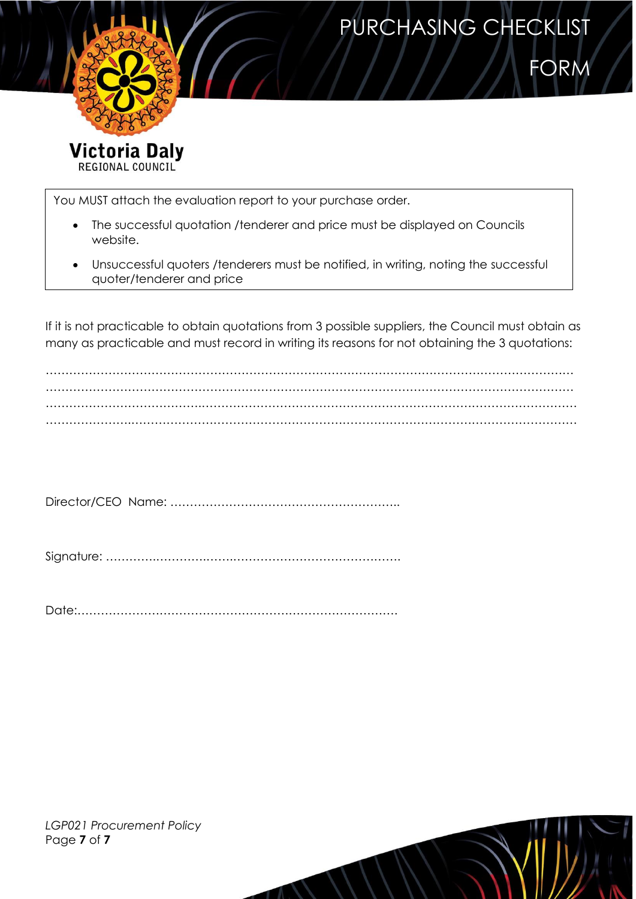# PURCHASING CHECKLIST FORM

Victoria Daly
REGIONAL COUNCIL

You MUST attach the evaluation report to your purchase order.

- The successful quotation /tenderer and price must be displayed on Councils website.
- Unsuccessful quoters /tenderers must be notified, in writing, noting the successful quoter/tenderer and price

If it is not practicable to obtain quotations from 3 possible suppliers, the Council must obtain as many as practicable and must record in writing its reasons for not obtaining the 3 quotations:

……………………………………………………………………………………………………………………
……………………………………………………………………………………………………………………
……………………………………………………………………………………………………………………
……………………………………………………………………………………………………………………

Director/CEO Name: …………………………………………………..

Signature: ……………………………………………………………………

Date:……………………………………………………………………….